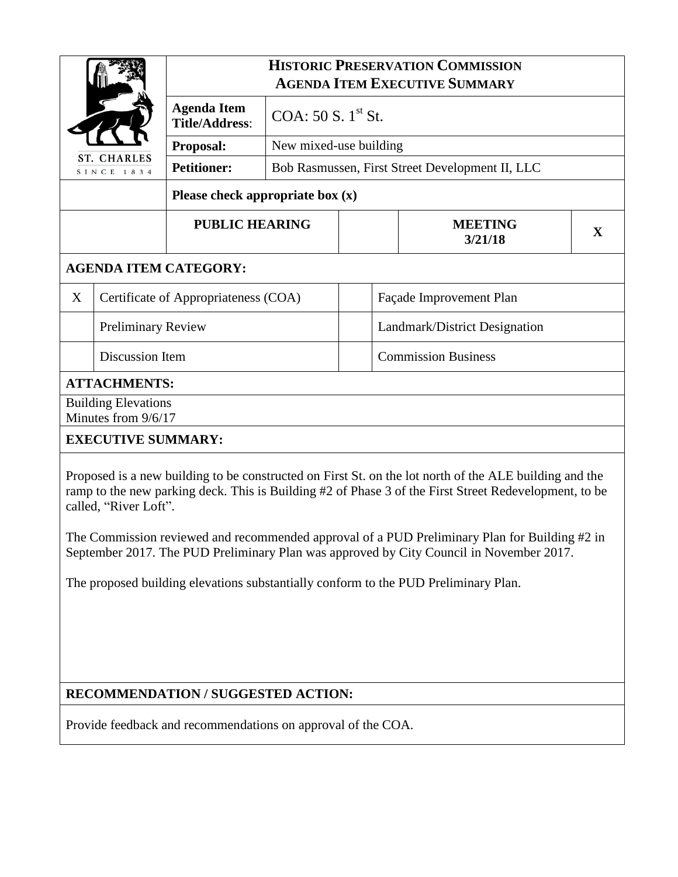**ST. CHARLES**
SINCE 1834

# HISTORIC PRESERVATION COMMISSION AGENDA ITEM EXECUTIVE SUMMARY

| | |
|---|---|
| **Agenda Item Title/Address**: | COA: 50 S. 1$^{st}$ St. |
| **Proposal:** | New mixed-use building |
| **Petitioner:** | Bob Rasmussen, First Street Development II, LLC |

**Please check appropriate box (x)**

| PUBLIC HEARING | | MEETING 3/21/18 | X |
|---|---|---|---|

**AGENDA ITEM CATEGORY:**

| | | | |
|---|---|---|---|
| X | Certificate of Appropriateness (COA) | | Façade Improvement Plan |
| | Preliminary Review | | Landmark/District Designation |
| | Discussion Item | | Commission Business |

**ATTACHMENTS:**

Building Elevations
Minutes from 9/6/17

**EXECUTIVE SUMMARY:**

Proposed is a new building to be constructed on First St. on the lot north of the ALE building and the ramp to the new parking deck. This is Building #2 of Phase 3 of the First Street Redevelopment, to be called, "River Loft".

The Commission reviewed and recommended approval of a PUD Preliminary Plan for Building #2 in September 2017. The PUD Preliminary Plan was approved by City Council in November 2017.

The proposed building elevations substantially conform to the PUD Preliminary Plan.

**RECOMMENDATION / SUGGESTED ACTION:**

Provide feedback and recommendations on approval of the COA.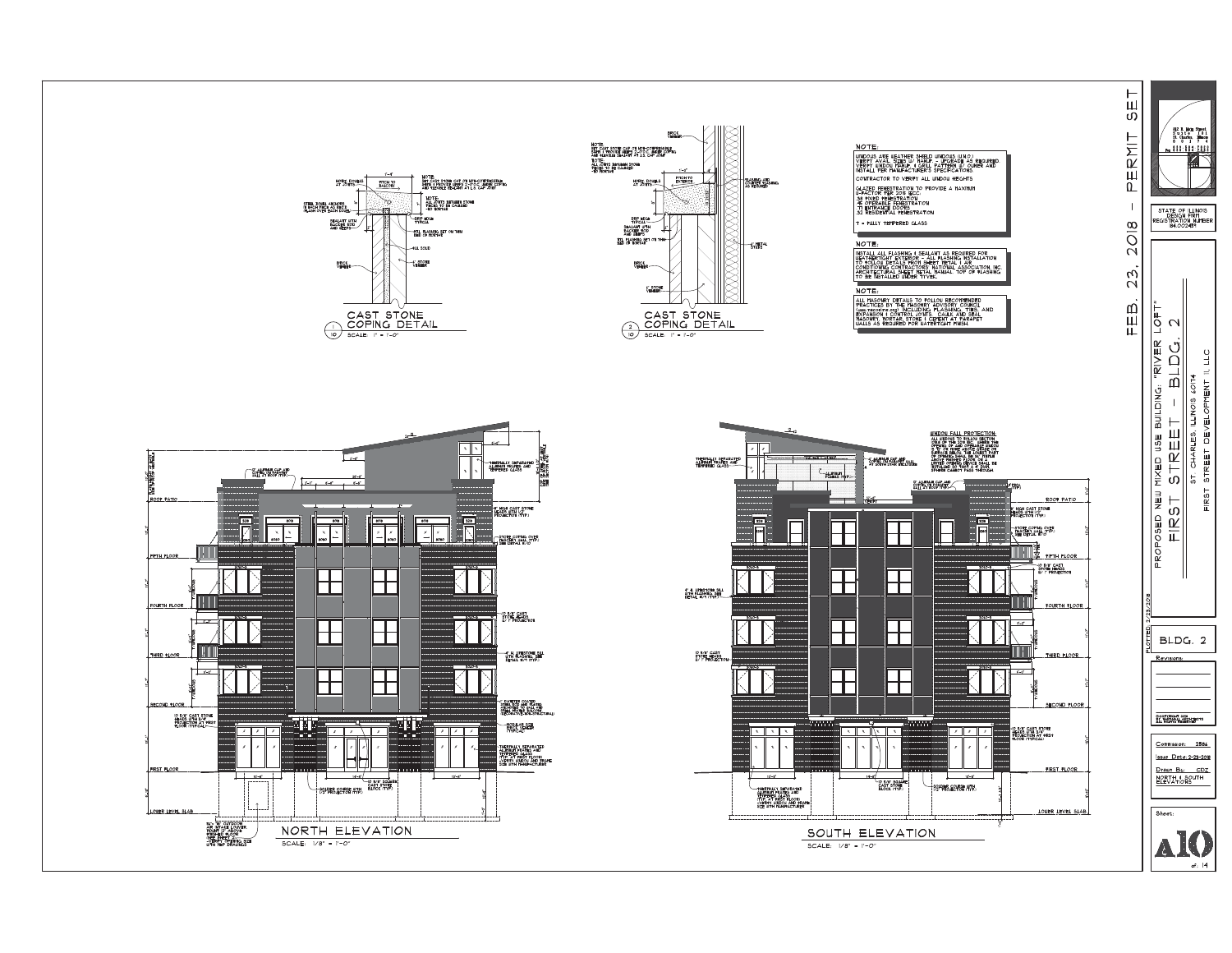# CAST STONE COPING DETAIL

1/A10 — SCALE: 1" = 1'-0"

NOTE: SET CAST STONE CAP ON NON-COMPRESSIBLE SHIM + PROVIDE BEADS 2-1/2" O.C. BELOW COPING AND WEATHER SEALANT AT I.S. CAP JOINT

NOTE: ALL JOINTS BETWEEN STONE PIECES TO BE CAULKED + NO MORTAR

- PITCH TO BALCONY
- HORIZ. DOWELS AT JOINTS
- STEEL DOWEL ANCHORS 2 EACH PIECE AT EACH PLANK OVER EACH DOWEL
- SEALANT WITH BACKER ROD AND WEEPS
- DRIP EDGE TYPICAL
- MTL FLASHING SET ON THIN BED OF MORTAR
- FILL SOLID
- BRICK VENEER
- 4" STONE VENEER

# CAST STONE COPING DETAIL

2/A10 — SCALE: 1" = 1'-0"

NOTE: SET CAST STONE CAP ON NON-COMPRESSIBLE SHIM + PROVIDE BEADS 2-1/2" O.C. BELOW COPING AND WEATHER SEALANT AT I.S. CAP JOINT

NOTE: ALL JOINTS BETWEEN STONE PIECES TO BE CAULKED + NO MORTAR

- BRICK VENEER
- PITCH TO EXTERIOR
- HORIZ. DOWELS AT JOINTS
- FLASHING AND COUNTER FLASHING AS REQUIRED
- DRIP EDGE TYPICAL
- SEALANT WITH BACKER ROD AND WEEPS
- MTL FLASHING SET ON THIN BED OF MORTAR
- 6" METAL STUDS
- BRICK VENEER
- STONE VENEER

**NOTE:**

WINDOWS ARE WEATHER SHIELD WINDOWS (U.N.O.) VERIFY AVAIL. SIZES W/ MANUF. - UPGRADE AS REQUIRED VERIFY WINDOW MANUF. & GRILL PATTERN W/ OWNER AND INSTALL PER MANUFACTURER'S SPECIFICATIONS.

CONTRACTOR TO VERIFY ALL WINDOW HEIGHTS

GLAZED FENESTRATION TO PROVIDE A MAXIMUM U-FACTOR PER 2015 IECC:
- .38 FIXED FENESTRATION
- .45 OPERABLE FENESTRATION
- .77 ENTRANCE DOORS
- .32 RESIDENTIAL FENESTRATION

T = FULLY TEMPERED GLASS

**NOTE:**

INSTALL ALL FLASHING & SEALANT AS REQUIRED FOR WEATHERTIGHT EXTERIOR - ALL FLASHING INSTALLATION TO FOLLOW DETAILS FROM SHEET METAL & AIR CONDITIONING CONTRACTORS NATIONAL ASSOCIATION INC. ARCHITECTURAL SHEET METAL MANUAL. TOP OF FLASHING TO BE INSTALLED UNDER TYVEK.

**NOTE:**

ALL MASONRY DETAILS TO FOLLOW RECOMMENDED PRACTICES BY THE MASONRY ADVISORY COUNCIL (www.maconline.org) INCLUDING FLASHING, TIES, AND EXPANSION & CONTROL JOINTS. CAULK AND SEAL MASONRY, MORTAR, STONE & CEMENT AT PARAPET WALLS AS REQUIRED FOR WATERTIGHT FINISH.

# NORTH ELEVATION

SCALE: 1/8" = 1'-0"

Levels: ROOF PATIO, FIFTH FLOOR, FOURTH FLOOR, THIRD FLOOR, SECOND FLOOR, FIRST FLOOR, LOWER LEVEL SLAB

- 12" ALUMINUM CAP AND COPING ON PARAPET WALL AT ROOF (TYP.)
- THERMALLY SEPARATED ALUMINUM FRAMES AND TEMPERED GLASS
- 12" HIGH CAST STONE HEADS WITH 1/2" PROJECTION (TYP.)
- STONE COPING OVER MASONRY WALL (TYP.) SEE DETAIL 1/10
- 10 5/8" CAST STONE HEADS 1/2" PROJECTION
- 4" H. LIMESTONE SILL WITH FLASHING SEE DETAIL 2/11 (TYP.)
- 10 5/8" CAST STONE HEADS WITH 3/4" PROJECTION AT FIRST FLOOR (TYPICAL)
- 6" EXPOSED COATED STEEL TEE AND PLATES ANCHORED TO WALL AND STEEL BEAMS BEHIND (DECORATIVE/NON-STRUCTURAL)
- MODULAR SIZE BRICK VENEER (TYPICAL)
- THERMALLY SEPARATED ALUMINUM FRAMES AND TEMPERED GLASS (TYP. AT FIRST FLOOR) VERIFY WINDOW AND FRAME SIZE WITH MANUFACTURER
- 10 5/8" SQUARE CAST STONE BLOCK (TYP.)
- SOLDIER COURSE WITH 1/2" PROJECTION (TYP.)
- 5'x 16" OUTDOOR AIR INTAKE LOUVER. MOUNT 12" ABOVE FINISHED GRADE. SEE SHEET 5. VERIFY OPENING SIZE WITH M.E.P. DRAWINGS

# SOUTH ELEVATION

SCALE: 1/8" = 1'-0"

**WINDOW FALL PROTECTION:**

ALL WINDOWS TO FOLLOW SECTION 1015.8 OF THE 2015 IBC. WHERE THE OPENING OF AN OPERABLE WINDOW IS LOCATED MORE THAN 72 INCHES ABOVE THE FINISHED GRADE OR OTHER SURFACE BELOW, THE LOWEST PART OF OPENING SHALL BE 36" MINIMUM ABOVE FINISHED FLOOR OR LIMITED OPENING DEVICE SHALL BE INSTALLED SO THAT A 4 INCH SPHERE CANNOT PASS THROUGH.

- THERMALLY SEPARATED ALUMINUM FRAMES AND TEMPERED GLASS
- 12" ALUMINUM CAP AND COPING ON PARAPET WALL AT SOUTH SIDE ENCLOSURE
- ALUMINUM FRAMES (TYP.)
- 12" ALUMINUM CAP AND COPING ON PARAPET WALL AT ROOF (TYP.)
- STONE COPING OVER MASONRY WALL (TYP.) SEE DETAIL 1/10
- 10 5/8" CAST STONE HEADS 1/2" PROJECTION
- 4" H. LIMESTONE SILL WITH FLASHING SEE DETAIL 2/11 (TYP.)
- 10 5/8" CAST STONE HEADS 1/2" PROJECTION
- 10 5/8" CAST STONE HEADS WITH 3/4" PROJECTION AT FIRST FLOOR (TYPICAL)
- THERMALLY SEPARATED ALUMINUM FRAMES AND TEMPERED GLASS (TYP. AT FIRST FLOOR) VERIFY WINDOW AND FRAME SIZE WITH MANUFACTURER
- 10 5/8" SQUARE CAST STONE BLOCK (TYP.)
- SOLDIER COURSE WITH 1/2" PROJECTION (TYP.)

---

FEB. 23, 2018 – PERMIT SET

PROPOSED NEW MIXED USE BUILDING: "RIVER LOFT"

**FIRST STREET - BLDG. 2**

ST. CHARLES, ILLINOIS 60174

FIRST STREET DEVELOPMENT II, LLC

STATE OF ILLINOIS DESIGN FIRM REGISTRATION NUMBER 184.002439

PLOTTED: 2/23/2018

BLDG. 2

Revisions:

Commission: 2584

Issue Date: 2-23-2018

Drawn By: CDZ

NORTH & SOUTH ELEVATIONS

Sheet: A10 of 14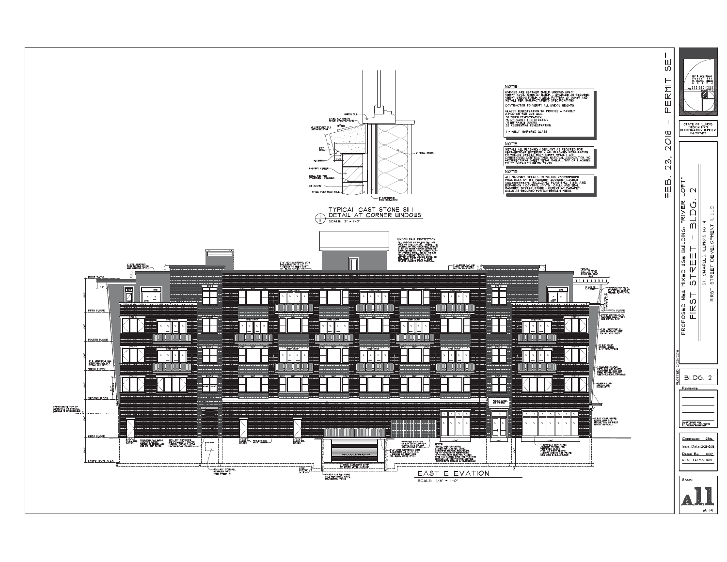FEB. 23, 2018 – PERMIT SET

## NOTE:

WINDOWS ARE WEATHER SHIELD WINDOWS (U.N.O.)
VERIFY AVAIL. SIZES W/ MANUF. – UPGRADE AS REQUIRED
VERIFY WINDOW MANUF. & GRILL PATTERN W/ OWNER AND INSTALL PER MANUFACTURER'S SPECIFICATIONS.

CONTRACTOR TO VERIFY ALL WINDOW HEIGHTS

GLAZED FENESTRATION TO PROVIDE A MAXIMUM U-FACTOR PER 2015 IECC:
.38 FIXED FENESTRATION
.45 OPERABLE FENESTRATION
.77 ENTRANCE DOORS
.32 RESIDENTIAL FENESTRATION

T = FULLY TEMPERED GLASS

## NOTE:

INSTALL ALL FLASHING & SEALANT AS REQUIRED FOR WEATHERTIGHT EXTERIOR – ALL FLASHING INSTALLATION TO FOLLOW DETAILS FROM SHEET METAL & AIR CONDITIONING CONTRACTORS NATIONAL ASSOCIATION INC. ARCHITECTURAL SHEET METAL MANUAL. TOP OF FLASHING TO BE INSTALLED UNDER TYVEK.

## NOTE:

ALL MASONRY DETAILS TO FOLLOW RECOMMENDED PRACTICES BY THE MASONRY ADVISORY COUNCIL (www.maconline.org) INCLUDING FLASHING, TIES, AND EXPANSION & CONTROL JOINTS. CAULK AND SEAL MASONRY, MORTAR, STONE & CEMENT AT PARAPET WALLS AS REQUIRED FOR WATERTIGHT FINISH.

## TYPICAL CAST STONE SILL DETAIL AT CORNER WINDOWS

SCALE: 3" = 1'-0"

WINDOW SILL
CAULK PER WINDOW MANUF. SPECIFICATIONS
4" LIMESTONE SILL SET IN MORTAR
DRIP EDGE
FLASHING
MASONRY VENEER
METAL TIES PER STRUCTURAL DRAWINGS
AIR CAVITY
TYVEK OVER RIGID INSUL.
6" METAL STUDS
2" CONTINUOUS RIGID INSULATION

## EAST ELEVATION

SCALE: 1/8" = 1'-0"

ROOF PATIO
FIFTH FLOOR
FOURTH FLOOR
THIRD FLOOR
SECOND FLOOR
FIRST FLOOR
LOWER LEVEL SLAB

APPROXIMATE TOP OF GUARDRAIL AT PARKING GARAGE IN FOREGROUND

WINDOW FALL PROTECTION: ALL WINDOWS TO FOLLOW SECTION R312.2 WHERE THE LOWEST PART OF THE CLEAR OPENING OF AND OPERABLE WINDOW IS LOCATED LESS THAN 24" ABOVE THE FINISHED FLOOR AND GREATER THAN 72" ABOVE GRADE OR OTHER SURFACE BELOW, THE LOWEST PART OF OPERABLE SHALL BE 24" MINIMUM ABOVE FINISHED FLOOR OR A WINDOW OPENING CONTROL DEVICE SHALL BE INSTALLED SO THAT A 4" DIA. SPHERE CANNOT PASS THROUGH.

3'-6" HIGH GUARDRAIL WITH BALUSTERS AT 4" O.C. – DESIGN TO MEET 2015 INT. BLDG. CODE (TYP.)

PROPOSED GAS METER LOCATION – VERIFY
40"x40" OUTDOOR AIR EXHAUST LOUVER – VERIFY DETAILS WITH MECHANICAL PLANS
40"x40" SIDEWALL EXHAUST VENT – SEE SHEET 9
FLUSH MTL. DOORS
PROPOSED LOCATION OF ELECTRICAL SERVICE
FOUNDATION RETAINING WALL PER STRUCTURAL ENGINEERING PLANS
THERMALLY SEPARATED ALUMINUM FRAMES AND TEMPERED GLASS – VERIFY WINDOW AND FRAME SIZES WITH MANUFACTURER
ALUMINUM CLAD WINDOWS AND DOORS (TYP.)
LIMESTONE COPING OVER MASONRY WALL (TYP.)
4" H LIMESTONE SILL WITH FLASHING, SEE DETAIL 11/11 (TYP.)
6 3/4" CAST STONE HEADS
10 3/4" CAST STONE BANDS WITH 3/4" PROJECTION AT FIRST FLOOR (TYPICAL)
ALUMINUM GUARDRAIL
PERGOLA
5" THICK CONCRETE RAMP TO LOWER LEVEL GARAGE

STATE OF ILLINOIS DESIGN FIRM REGISTRATION NUMBER 184.002489

PROPOSED NEW MIXED USE BUILDING, "RIVER LOFT"
FIRST STREET – BLDG. 2
ST. CHARLES, ILLINOIS 60174
FIRST STREET DEVELOPMENT II, LLC

PLOTTED: 2/23/2018

BLDG. 2

Revisions:

Commission: 2584
Issue Date: 2-23-2018
Drawn By: CDZ
WEST ELEVATION

Sheet: A11 of 14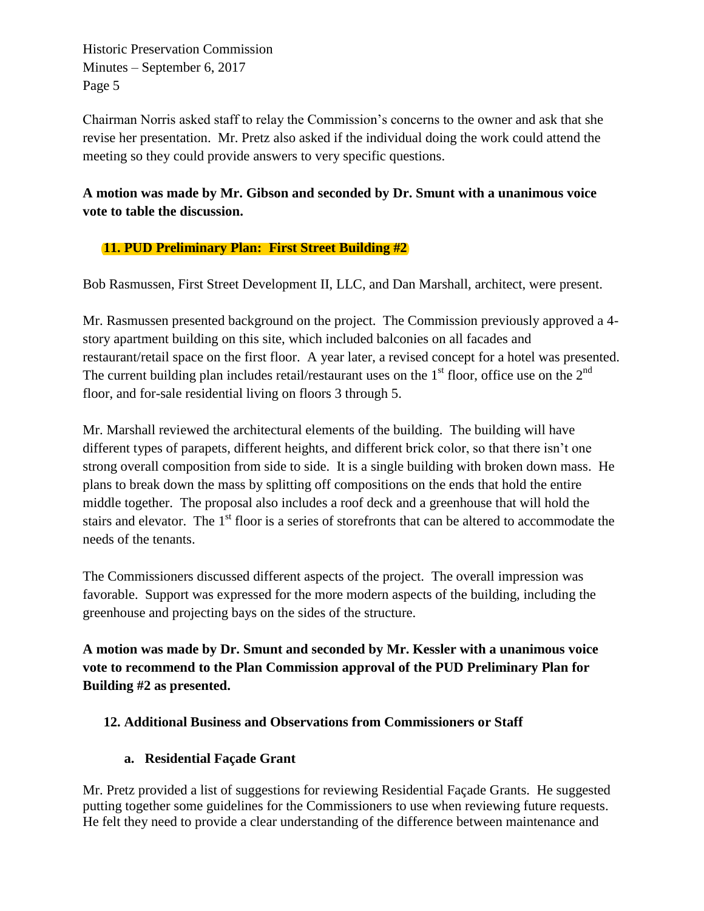Chairman Norris asked staff to relay the Commission's concerns to the owner and ask that she revise her presentation. Mr. Pretz also asked if the individual doing the work could attend the meeting so they could provide answers to very specific questions.

**A motion was made by Mr. Gibson and seconded by Dr. Smunt with a unanimous voice vote to table the discussion.**

## 11. PUD Preliminary Plan: First Street Building #2

Bob Rasmussen, First Street Development II, LLC, and Dan Marshall, architect, were present.

Mr. Rasmussen presented background on the project. The Commission previously approved a 4-story apartment building on this site, which included balconies on all facades and restaurant/retail space on the first floor. A year later, a revised concept for a hotel was presented. The current building plan includes retail/restaurant uses on the 1st floor, office use on the 2nd floor, and for-sale residential living on floors 3 through 5.

Mr. Marshall reviewed the architectural elements of the building. The building will have different types of parapets, different heights, and different brick color, so that there isn't one strong overall composition from side to side. It is a single building with broken down mass. He plans to break down the mass by splitting off compositions on the ends that hold the entire middle together. The proposal also includes a roof deck and a greenhouse that will hold the stairs and elevator. The 1st floor is a series of storefronts that can be altered to accommodate the needs of the tenants.

The Commissioners discussed different aspects of the project. The overall impression was favorable. Support was expressed for the more modern aspects of the building, including the greenhouse and projecting bays on the sides of the structure.

**A motion was made by Dr. Smunt and seconded by Mr. Kessler with a unanimous voice vote to recommend to the Plan Commission approval of the PUD Preliminary Plan for Building #2 as presented.**

## 12. Additional Business and Observations from Commissioners or Staff

### a. Residential Façade Grant

Mr. Pretz provided a list of suggestions for reviewing Residential Façade Grants. He suggested putting together some guidelines for the Commissioners to use when reviewing future requests. He felt they need to provide a clear understanding of the difference between maintenance and